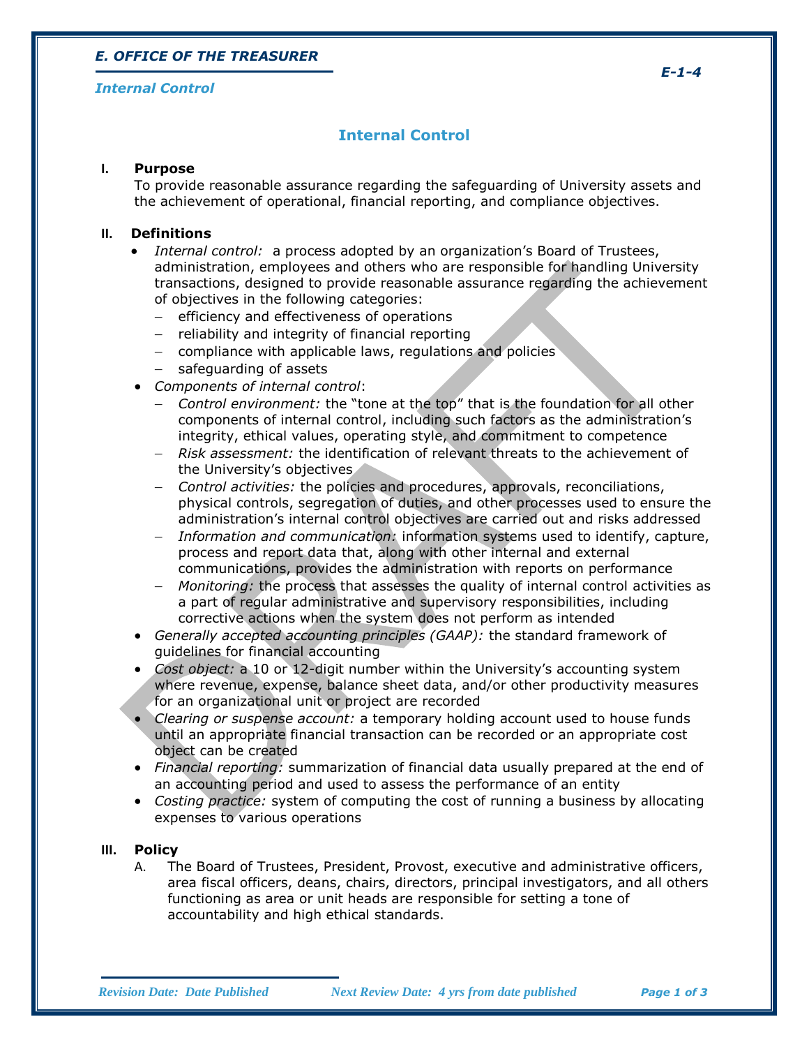# Internal Control

## I. Purpose

To provide reasonable assurance regarding the safeguarding of University assets and the achievement of operational, financial reporting, and compliance objectives.

## II. Definitions

- *Internal control:* a process adopted by an organization's Board of Trustees, administration, employees and others who are responsible for handling University transactions, designed to provide reasonable assurance regarding the achievement of objectives in the following categories:
  - efficiency and effectiveness of operations
  - reliability and integrity of financial reporting
  - compliance with applicable laws, regulations and policies
  - safeguarding of assets
- *Components of internal control*:
  - *Control environment:* the "tone at the top" that is the foundation for all other components of internal control, including such factors as the administration's integrity, ethical values, operating style, and commitment to competence
  - *Risk assessment:* the identification of relevant threats to the achievement of the University's objectives
  - *Control activities:* the policies and procedures, approvals, reconciliations, physical controls, segregation of duties, and other processes used to ensure the administration's internal control objectives are carried out and risks addressed
  - *Information and communication:* information systems used to identify, capture, process and report data that, along with other internal and external communications, provides the administration with reports on performance
  - *Monitoring:* the process that assesses the quality of internal control activities as a part of regular administrative and supervisory responsibilities, including corrective actions when the system does not perform as intended
- *Generally accepted accounting principles (GAAP):* the standard framework of guidelines for financial accounting
- *Cost object:* a 10 or 12-digit number within the University's accounting system where revenue, expense, balance sheet data, and/or other productivity measures for an organizational unit or project are recorded
- *Clearing or suspense account:* a temporary holding account used to house funds until an appropriate financial transaction can be recorded or an appropriate cost object can be created
- *Financial reporting:* summarization of financial data usually prepared at the end of an accounting period and used to assess the performance of an entity
- *Costing practice:* system of computing the cost of running a business by allocating expenses to various operations

## III. Policy

A. The Board of Trustees, President, Provost, executive and administrative officers, area fiscal officers, deans, chairs, directors, principal investigators, and all others functioning as area or unit heads are responsible for setting a tone of accountability and high ethical standards.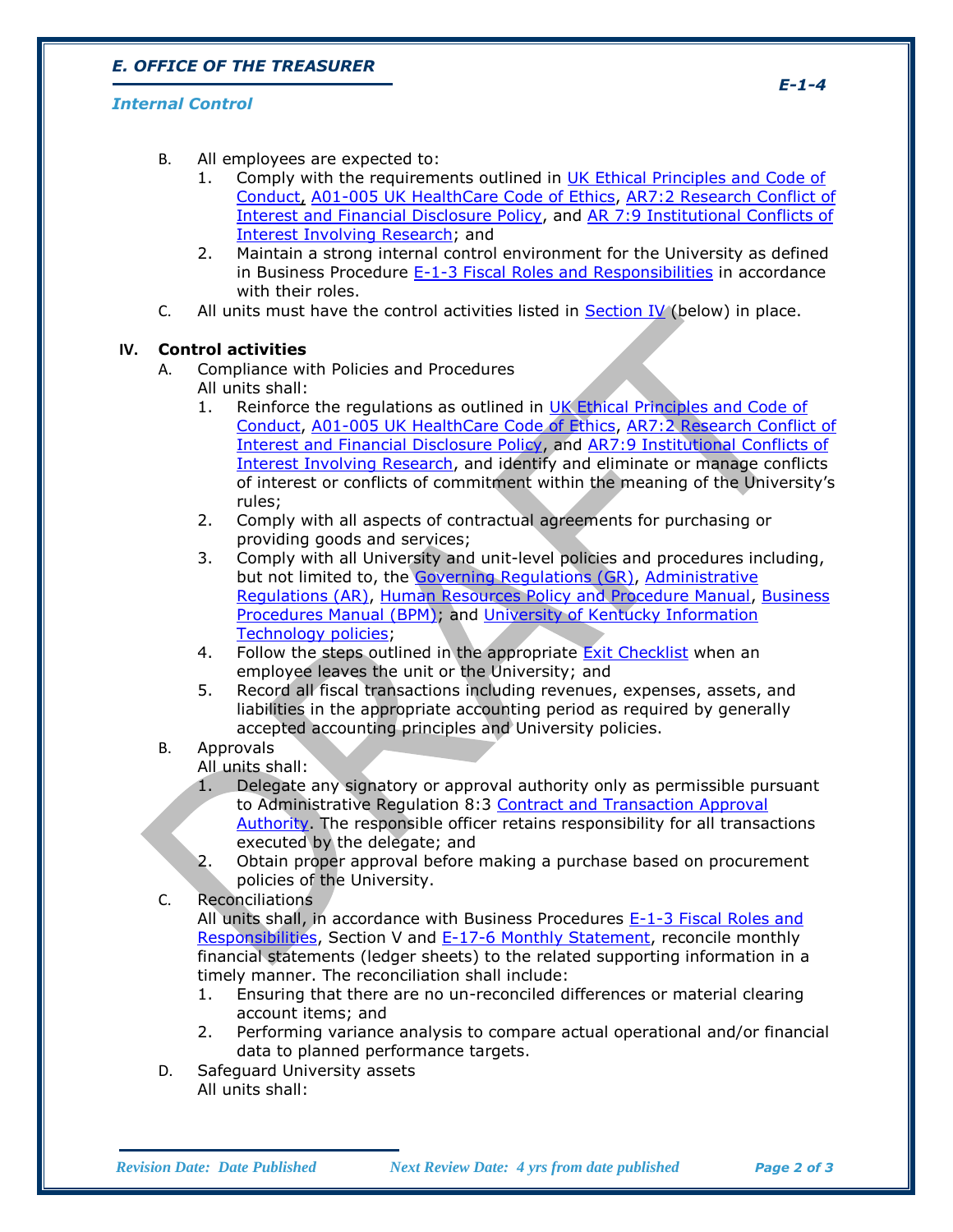B. All employees are expected to:
   1. Comply with the requirements outlined in UK Ethical Principles and Code of Conduct, A01-005 UK HealthCare Code of Ethics, AR7:2 Research Conflict of Interest and Financial Disclosure Policy, and AR 7:9 Institutional Conflicts of Interest Involving Research; and
   2. Maintain a strong internal control environment for the University as defined in Business Procedure E-1-3 Fiscal Roles and Responsibilities in accordance with their roles.

C. All units must have the control activities listed in Section IV (below) in place.

## IV. Control activities

A. Compliance with Policies and Procedures

   All units shall:
   1. Reinforce the regulations as outlined in UK Ethical Principles and Code of Conduct, A01-005 UK HealthCare Code of Ethics, AR7:2 Research Conflict of Interest and Financial Disclosure Policy, and AR7:9 Institutional Conflicts of Interest Involving Research, and identify and eliminate or manage conflicts of interest or conflicts of commitment within the meaning of the University's rules;
   2. Comply with all aspects of contractual agreements for purchasing or providing goods and services;
   3. Comply with all University and unit-level policies and procedures including, but not limited to, the Governing Regulations (GR), Administrative Regulations (AR), Human Resources Policy and Procedure Manual, Business Procedures Manual (BPM); and University of Kentucky Information Technology policies;
   4. Follow the steps outlined in the appropriate Exit Checklist when an employee leaves the unit or the University; and
   5. Record all fiscal transactions including revenues, expenses, assets, and liabilities in the appropriate accounting period as required by generally accepted accounting principles and University policies.

B. Approvals

   All units shall:
   1. Delegate any signatory or approval authority only as permissible pursuant to Administrative Regulation 8:3 Contract and Transaction Approval Authority. The responsible officer retains responsibility for all transactions executed by the delegate; and
   2. Obtain proper approval before making a purchase based on procurement policies of the University.

C. Reconciliations

   All units shall, in accordance with Business Procedures E-1-3 Fiscal Roles and Responsibilities, Section V and E-17-6 Monthly Statement, reconcile monthly financial statements (ledger sheets) to the related supporting information in a timely manner. The reconciliation shall include:
   1. Ensuring that there are no un-reconciled differences or material clearing account items; and
   2. Performing variance analysis to compare actual operational and/or financial data to planned performance targets.

D. Safeguard University assets

   All units shall: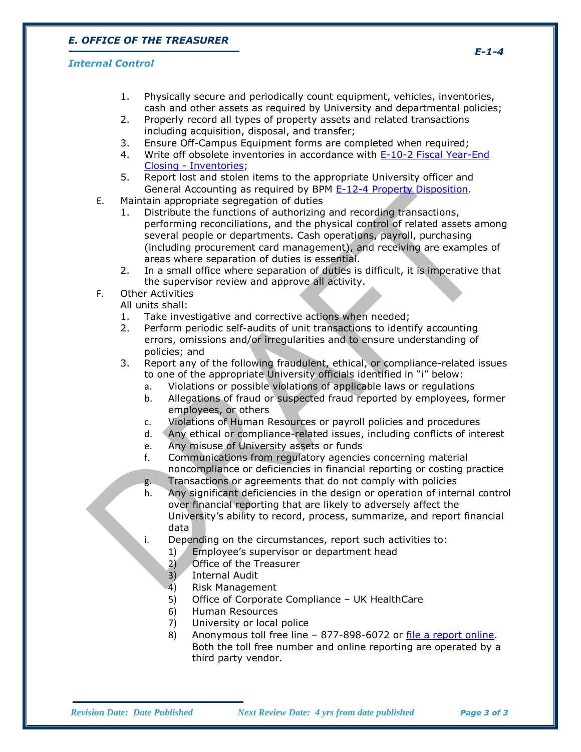1. Physically secure and periodically count equipment, vehicles, inventories, cash and other assets as required by University and departmental policies;
2. Properly record all types of property assets and related transactions including acquisition, disposal, and transfer;
3. Ensure Off-Campus Equipment forms are completed when required;
4. Write off obsolete inventories in accordance with E-10-2 Fiscal Year-End Closing - Inventories;
5. Report lost and stolen items to the appropriate University officer and General Accounting as required by BPM E-12-4 Property Disposition.

E. Maintain appropriate segregation of duties
   1. Distribute the functions of authorizing and recording transactions, performing reconciliations, and the physical control of related assets among several people or departments. Cash operations, payroll, purchasing (including procurement card management), and receiving are examples of areas where separation of duties is essential.
   2. In a small office where separation of duties is difficult, it is imperative that the supervisor review and approve all activity.

F. Other Activities
   All units shall:
   1. Take investigative and corrective actions when needed;
   2. Perform periodic self-audits of unit transactions to identify accounting errors, omissions and/or irregularities and to ensure understanding of policies; and
   3. Report any of the following fraudulent, ethical, or compliance-related issues to one of the appropriate University officials identified in "i" below:
      a. Violations or possible violations of applicable laws or regulations
      b. Allegations of fraud or suspected fraud reported by employees, former employees, or others
      c. Violations of Human Resources or payroll policies and procedures
      d. Any ethical or compliance-related issues, including conflicts of interest
      e. Any misuse of University assets or funds
      f. Communications from regulatory agencies concerning material noncompliance or deficiencies in financial reporting or costing practice
      g. Transactions or agreements that do not comply with policies
      h. Any significant deficiencies in the design or operation of internal control over financial reporting that are likely to adversely affect the University's ability to record, process, summarize, and report financial data
      i. Depending on the circumstances, report such activities to:
         1) Employee's supervisor or department head
         2) Office of the Treasurer
         3) Internal Audit
         4) Risk Management
         5) Office of Corporate Compliance – UK HealthCare
         6) Human Resources
         7) University or local police
         8) Anonymous toll free line – 877-898-6072 or file a report online. Both the toll free number and online reporting are operated by a third party vendor.